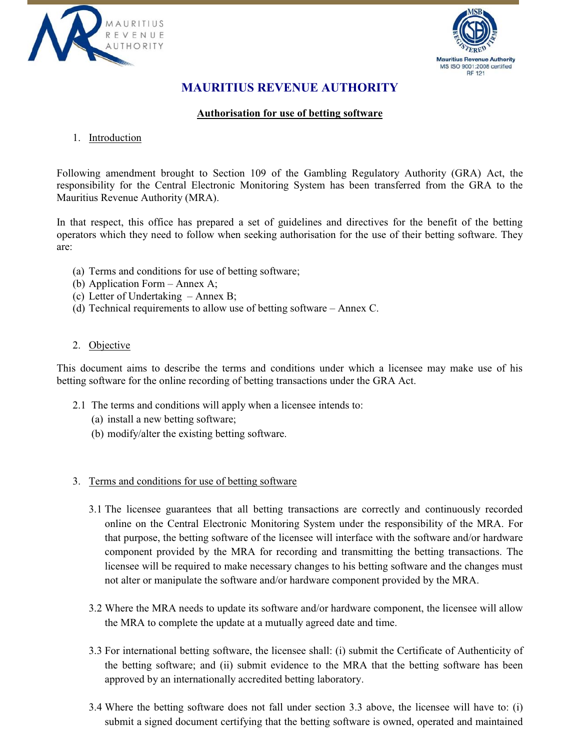MAURITIUS REVENUE AUTHORITY

Mauritius Revenue Authority
MS ISO 9001:2008 certified
RF 121

# MAURITIUS REVENUE AUTHORITY

## Authorisation for use of betting software

1. Introduction

Following amendment brought to Section 109 of the Gambling Regulatory Authority (GRA) Act, the responsibility for the Central Electronic Monitoring System has been transferred from the GRA to the Mauritius Revenue Authority (MRA).

In that respect, this office has prepared a set of guidelines and directives for the benefit of the betting operators which they need to follow when seeking authorisation for the use of their betting software. They are:

(a) Terms and conditions for use of betting software;
(b) Application Form – Annex A;
(c) Letter of Undertaking – Annex B;
(d) Technical requirements to allow use of betting software – Annex C.

2. Objective

This document aims to describe the terms and conditions under which a licensee may make use of his betting software for the online recording of betting transactions under the GRA Act.

2.1 The terms and conditions will apply when a licensee intends to:
   (a) install a new betting software;
   (b) modify/alter the existing betting software.

3. Terms and conditions for use of betting software

3.1 The licensee guarantees that all betting transactions are correctly and continuously recorded online on the Central Electronic Monitoring System under the responsibility of the MRA. For that purpose, the betting software of the licensee will interface with the software and/or hardware component provided by the MRA for recording and transmitting the betting transactions. The licensee will be required to make necessary changes to his betting software and the changes must not alter or manipulate the software and/or hardware component provided by the MRA.

3.2 Where the MRA needs to update its software and/or hardware component, the licensee will allow the MRA to complete the update at a mutually agreed date and time.

3.3 For international betting software, the licensee shall: (i) submit the Certificate of Authenticity of the betting software; and (ii) submit evidence to the MRA that the betting software has been approved by an internationally accredited betting laboratory.

3.4 Where the betting software does not fall under section 3.3 above, the licensee will have to: (i) submit a signed document certifying that the betting software is owned, operated and maintained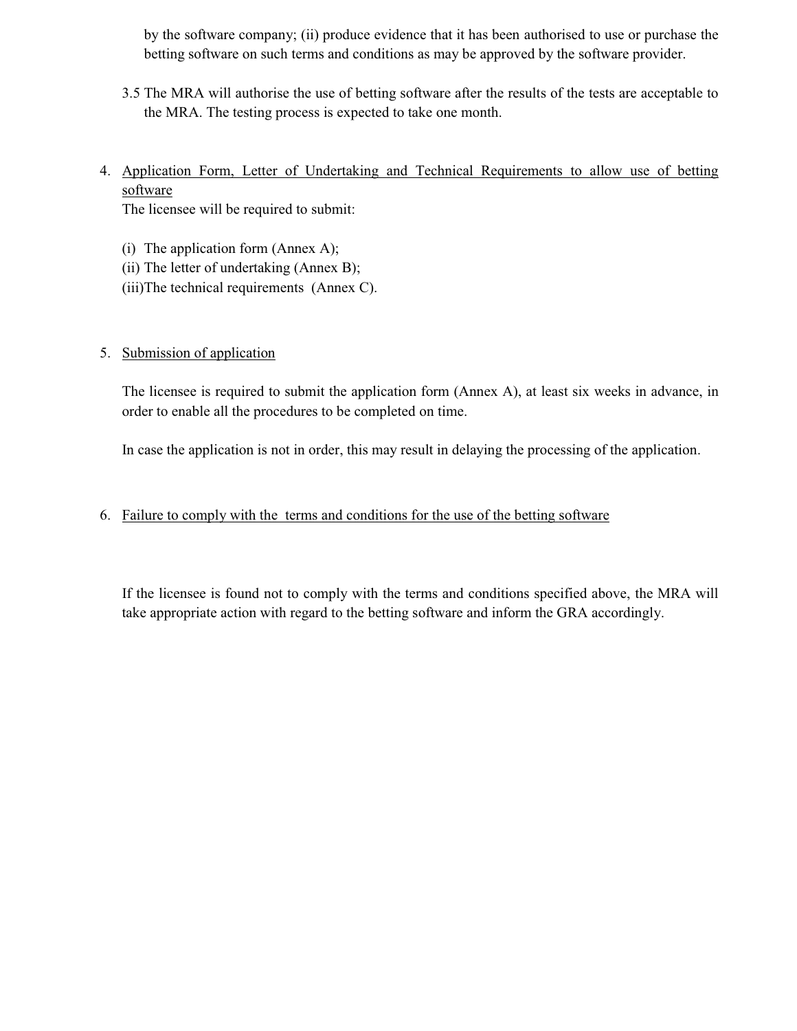by the software company; (ii) produce evidence that it has been authorised to use or purchase the betting software on such terms and conditions as may be approved by the software provider.

3.5 The MRA will authorise the use of betting software after the results of the tests are acceptable to the MRA. The testing process is expected to take one month.

4. Application Form, Letter of Undertaking and Technical Requirements to allow use of betting software

   The licensee will be required to submit:

   (i) The application form (Annex A);
   (ii) The letter of undertaking (Annex B);
   (iii) The technical requirements (Annex C).

5. Submission of application

   The licensee is required to submit the application form (Annex A), at least six weeks in advance, in order to enable all the procedures to be completed on time.

   In case the application is not in order, this may result in delaying the processing of the application.

6. Failure to comply with the terms and conditions for the use of the betting software

   If the licensee is found not to comply with the terms and conditions specified above, the MRA will take appropriate action with regard to the betting software and inform the GRA accordingly.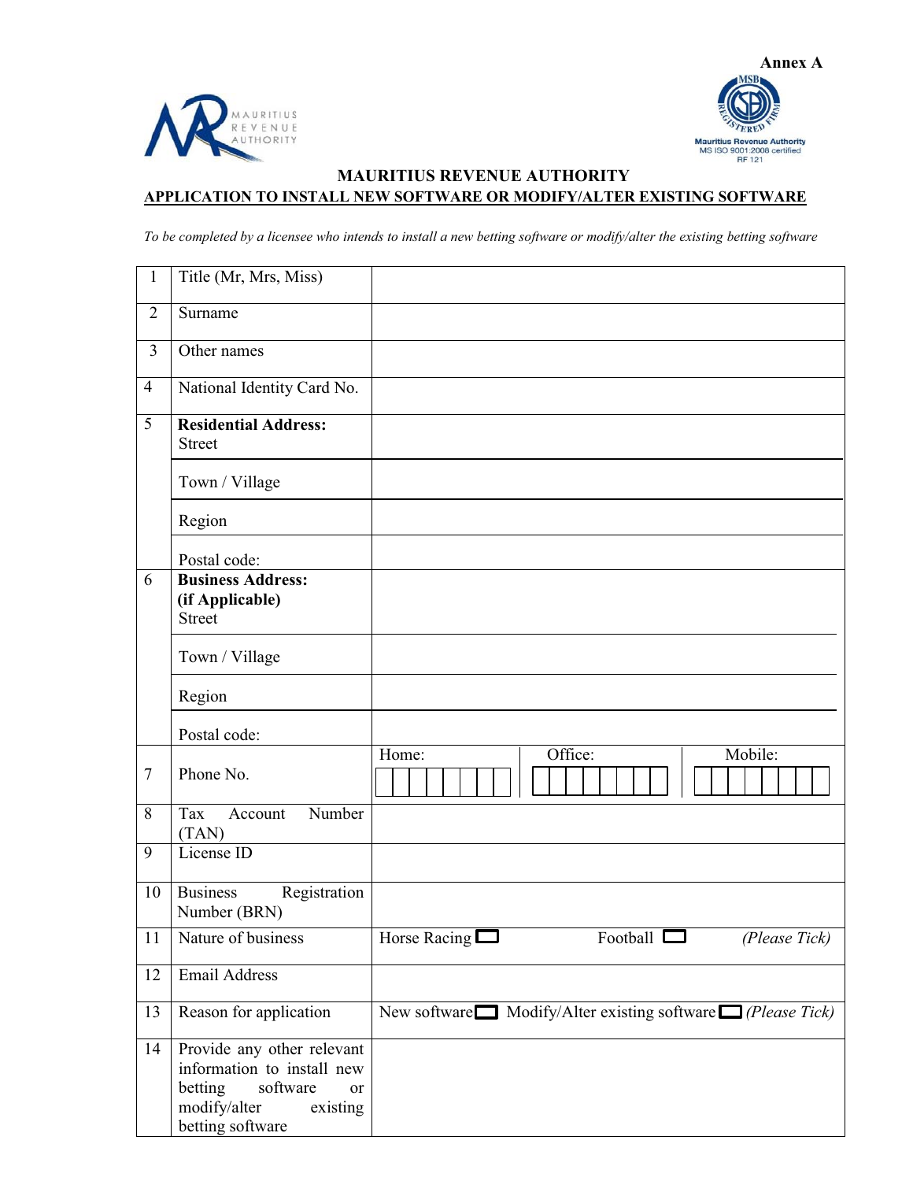**Annex A**

MAURITIUS REVENUE AUTHORITY

Mauritius Revenue Authority
MS ISO 9001:2008 certified
RF 121

# MAURITIUS REVENUE AUTHORITY

## APPLICATION TO INSTALL NEW SOFTWARE OR MODIFY/ALTER EXISTING SOFTWARE

*To be completed by a licensee who intends to install a new betting software or modify/alter the existing betting software*

| | | | | |
|---|---|---|---|---|
| 1 | Title (Mr, Mrs, Miss) | | | |
| 2 | Surname | | | |
| 3 | Other names | | | |
| 4 | National Identity Card No. | | | |
| 5 | **Residential Address:** Street | | | |
| | Town / Village | | | |
| | Region | | | |
| | Postal code: | | | |
| 6 | **Business Address: (if Applicable)** Street | | | |
| | Town / Village | | | |
| | Region | | | |
| | Postal code: | | | |
| 7 | Phone No. | Home: | Office: | Mobile: |
| 8 | Tax Account Number (TAN) | | | |
| 9 | License ID | | | |
| 10 | Business Registration Number (BRN) | | | |
| 11 | Nature of business | Horse Racing ☐ | Football ☐ | *(Please Tick)* |
| 12 | Email Address | | | |
| 13 | Reason for application | New software ☐ | Modify/Alter existing software ☐ | *(Please Tick)* |
| 14 | Provide any other relevant information to install new betting software or modify/alter existing betting software | | | |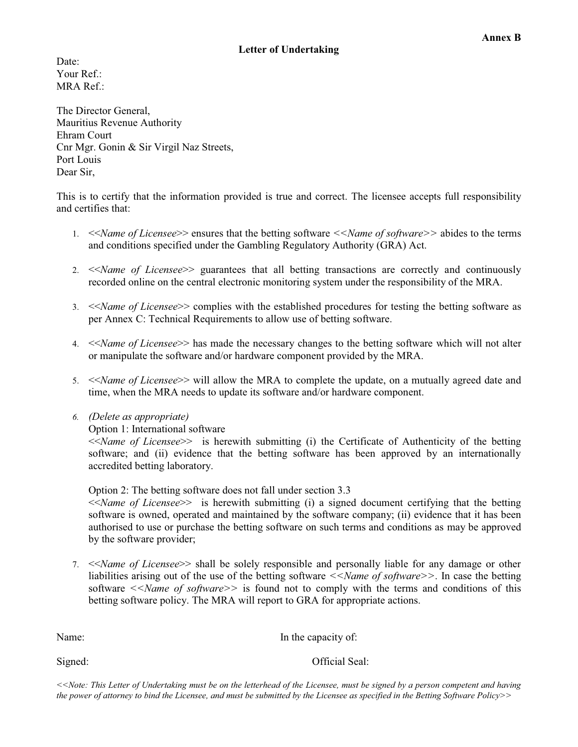**Annex B**

# Letter of Undertaking

Date:
Your Ref.:
MRA Ref.:

The Director General,
Mauritius Revenue Authority
Ehram Court
Cnr Mgr. Gonin & Sir Virgil Naz Streets,
Port Louis
Dear Sir,

This is to certify that the information provided is true and correct. The licensee accepts full responsibility and certifies that:

1. <<*Name of Licensee*>> ensures that the betting software <<*Name of software*>> abides to the terms and conditions specified under the Gambling Regulatory Authority (GRA) Act.

2. <<*Name of Licensee*>> guarantees that all betting transactions are correctly and continuously recorded online on the central electronic monitoring system under the responsibility of the MRA.

3. <<*Name of Licensee*>> complies with the established procedures for testing the betting software as per Annex C: Technical Requirements to allow use of betting software.

4. <<*Name of Licensee*>> has made the necessary changes to the betting software which will not alter or manipulate the software and/or hardware component provided by the MRA.

5. <<*Name of Licensee*>> will allow the MRA to complete the update, on a mutually agreed date and time, when the MRA needs to update its software and/or hardware component.

6. *(Delete as appropriate)*
   Option 1: International software
   <<*Name of Licensee*>> is herewith submitting (i) the Certificate of Authenticity of the betting software; and (ii) evidence that the betting software has been approved by an internationally accredited betting laboratory.

   Option 2: The betting software does not fall under section 3.3
   <<*Name of Licensee*>> is herewith submitting (i) a signed document certifying that the betting software is owned, operated and maintained by the software company; (ii) evidence that it has been authorised to use or purchase the betting software on such terms and conditions as may be approved by the software provider;

7. <<*Name of Licensee*>> shall be solely responsible and personally liable for any damage or other liabilities arising out of the use of the betting software <<*Name of software*>>. In case the betting software <<*Name of software*>> is found not to comply with the terms and conditions of this betting software policy. The MRA will report to GRA for appropriate actions.

Name: In the capacity of:

Signed: Official Seal:

*<<Note: This Letter of Undertaking must be on the letterhead of the Licensee, must be signed by a person competent and having the power of attorney to bind the Licensee, and must be submitted by the Licensee as specified in the Betting Software Policy>>*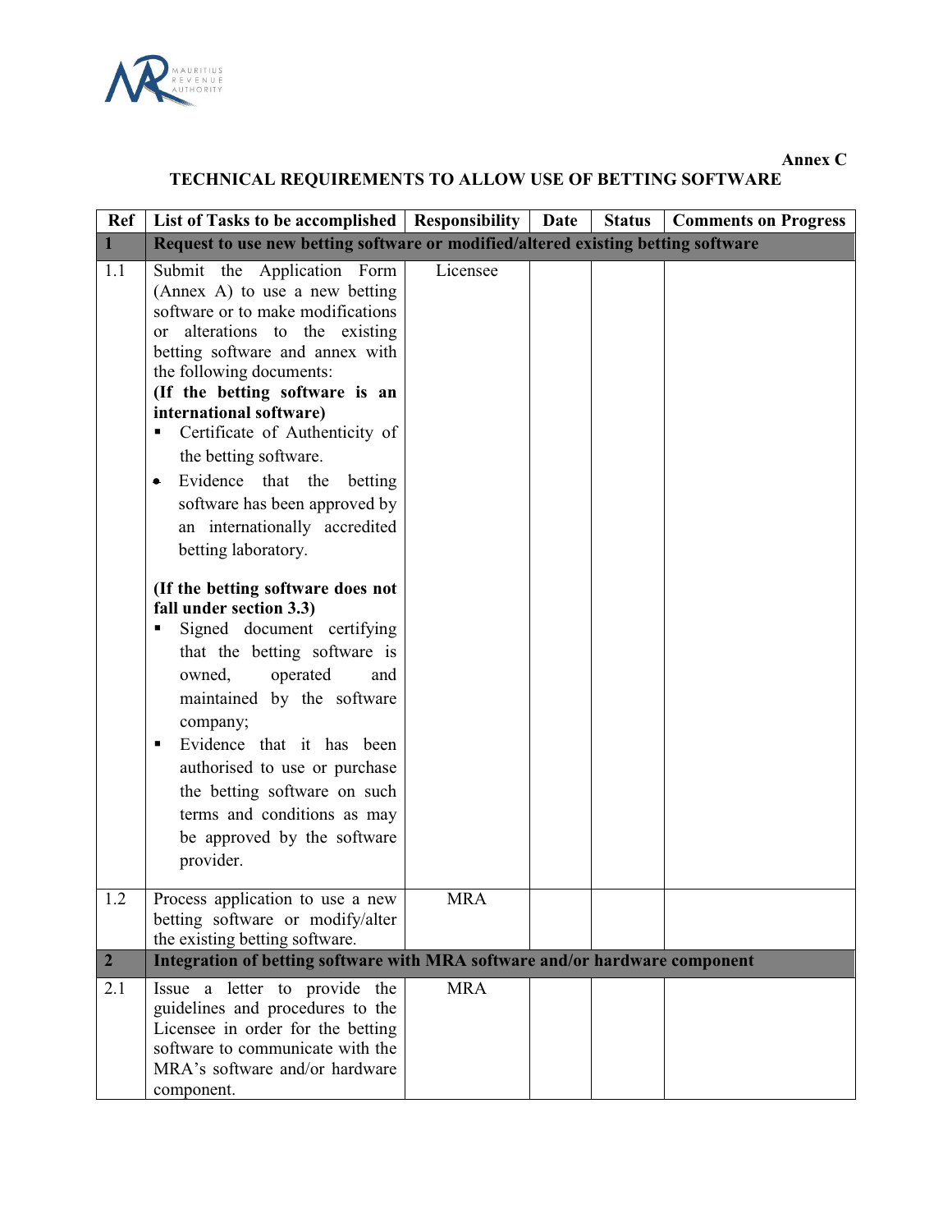**Annex C**

## TECHNICAL REQUIREMENTS TO ALLOW USE OF BETTING SOFTWARE

| Ref | List of Tasks to be accomplished | Responsibility | Date | Status | Comments on Progress |
|---|---|---|---|---|---|
| **1** | **Request to use new betting software or modified/altered existing betting software** | | | | |
| 1.1 | Submit the Application Form (Annex A) to use a new betting software or to make modifications or alterations to the existing betting software and annex with the following documents:<br>**(If the betting software is an international software)**<br>▪ Certificate of Authenticity of the betting software.<br>• Evidence that the betting software has been approved by an internationally accredited betting laboratory.<br><br>**(If the betting software does not fall under section 3.3)**<br>▪ Signed document certifying that the betting software is owned, operated and maintained by the software company;<br>▪ Evidence that it has been authorised to use or purchase the betting software on such terms and conditions as may be approved by the software provider. | Licensee | | | |
| 1.2 | Process application to use a new betting software or modify/alter the existing betting software. | MRA | | | |
| **2** | **Integration of betting software with MRA software and/or hardware component** | | | | |
| 2.1 | Issue a letter to provide the guidelines and procedures to the Licensee in order for the betting software to communicate with the MRA's software and/or hardware component. | MRA | | | |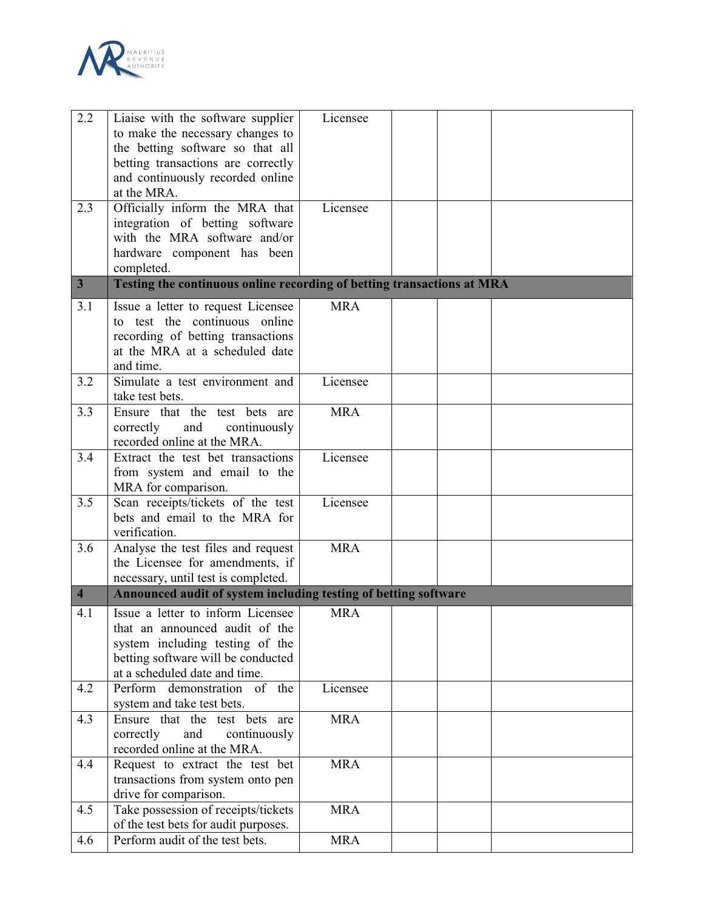| | | | | | |
|---|---|---|---|---|---|
| 2.2 | Liaise with the software supplier to make the necessary changes to the betting software so that all betting transactions are correctly and continuously recorded online at the MRA. | Licensee | | | |
| 2.3 | Officially inform the MRA that integration of betting software with the MRA software and/or hardware component has been completed. | Licensee | | | |
| **3** | **Testing the continuous online recording of betting transactions at MRA** | | | | |
| 3.1 | Issue a letter to request Licensee to test the continuous online recording of betting transactions at the MRA at a scheduled date and time. | MRA | | | |
| 3.2 | Simulate a test environment and take test bets. | Licensee | | | |
| 3.3 | Ensure that the test bets are correctly and continuously recorded online at the MRA. | MRA | | | |
| 3.4 | Extract the test bet transactions from system and email to the MRA for comparison. | Licensee | | | |
| 3.5 | Scan receipts/tickets of the test bets and email to the MRA for verification. | Licensee | | | |
| 3.6 | Analyse the test files and request the Licensee for amendments, if necessary, until test is completed. | MRA | | | |
| **4** | **Announced audit of system including testing of betting software** | | | | |
| 4.1 | Issue a letter to inform Licensee that an announced audit of the system including testing of the betting software will be conducted at a scheduled date and time. | MRA | | | |
| 4.2 | Perform demonstration of the system and take test bets. | Licensee | | | |
| 4.3 | Ensure that the test bets are correctly and continuously recorded online at the MRA. | MRA | | | |
| 4.4 | Request to extract the test bet transactions from system onto pen drive for comparison. | MRA | | | |
| 4.5 | Take possession of receipts/tickets of the test bets for audit purposes. | MRA | | | |
| 4.6 | Perform audit of the test bets. | MRA | | | |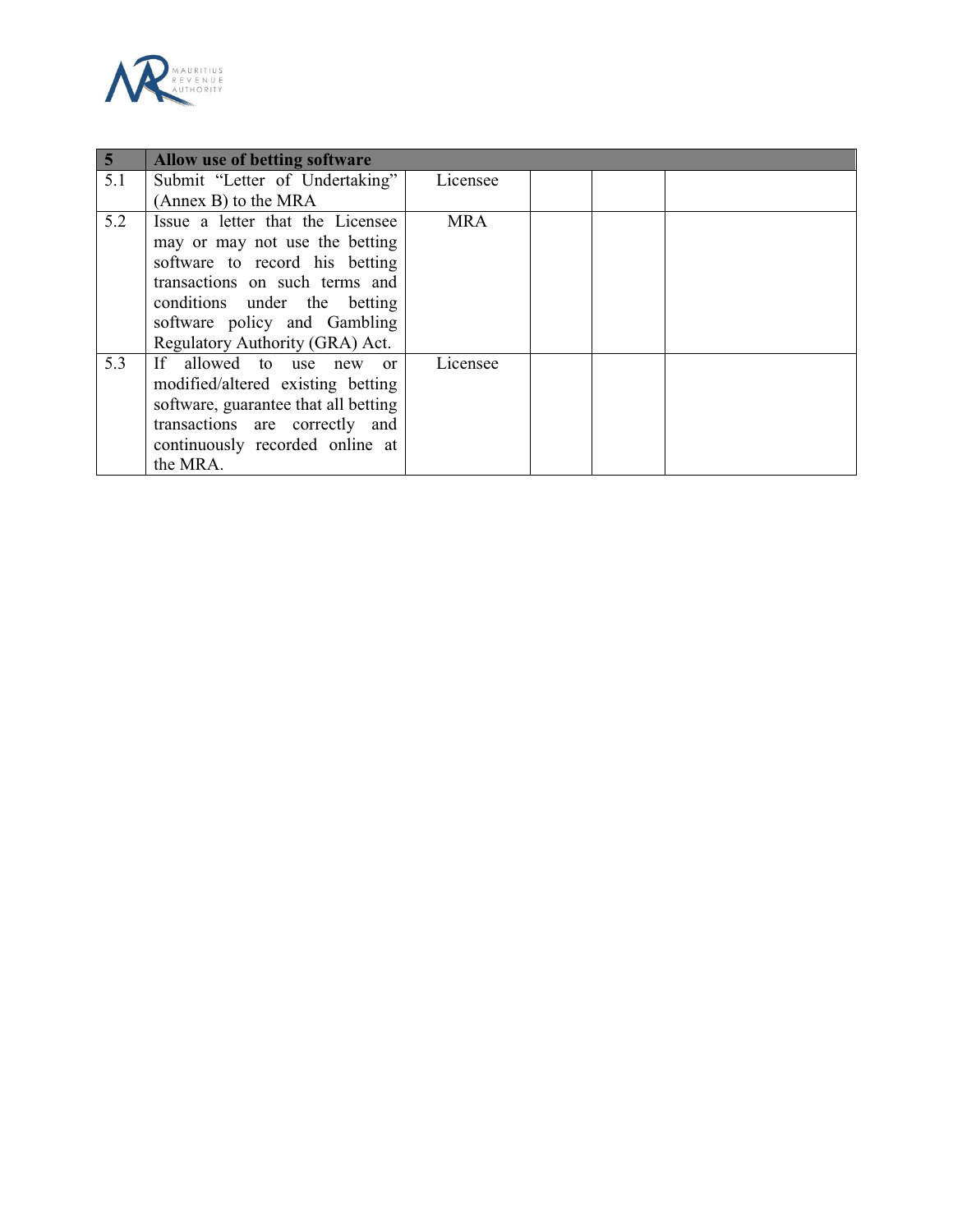| | | | | | |
|---|---|---|---|---|---|
| **5** | **Allow use of betting software** | | | | |
| 5.1 | Submit "Letter of Undertaking" (Annex B) to the MRA | Licensee | | | |
| 5.2 | Issue a letter that the Licensee may or may not use the betting software to record his betting transactions on such terms and conditions under the betting software policy and Gambling Regulatory Authority (GRA) Act. | MRA | | | |
| 5.3 | If allowed to use new or modified/altered existing betting software, guarantee that all betting transactions are correctly and continuously recorded online at the MRA. | Licensee | | | |